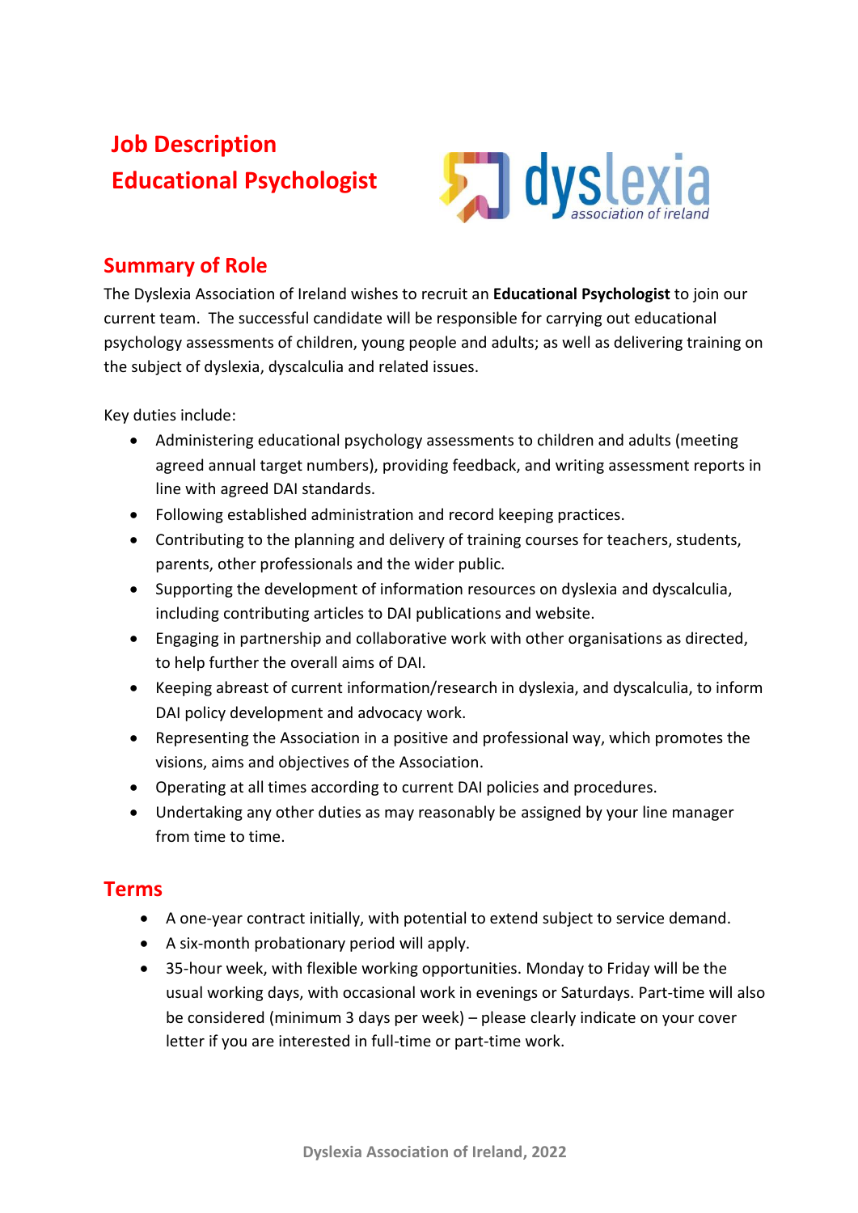# Job Description
# Educational Psychologist

## Summary of Role

The Dyslexia Association of Ireland wishes to recruit an **Educational Psychologist** to join our current team. The successful candidate will be responsible for carrying out educational psychology assessments of children, young people and adults; as well as delivering training on the subject of dyslexia, dyscalculia and related issues.

Key duties include:

- Administering educational psychology assessments to children and adults (meeting agreed annual target numbers), providing feedback, and writing assessment reports in line with agreed DAI standards.
- Following established administration and record keeping practices.
- Contributing to the planning and delivery of training courses for teachers, students, parents, other professionals and the wider public.
- Supporting the development of information resources on dyslexia and dyscalculia, including contributing articles to DAI publications and website.
- Engaging in partnership and collaborative work with other organisations as directed, to help further the overall aims of DAI.
- Keeping abreast of current information/research in dyslexia, and dyscalculia, to inform DAI policy development and advocacy work.
- Representing the Association in a positive and professional way, which promotes the visions, aims and objectives of the Association.
- Operating at all times according to current DAI policies and procedures.
- Undertaking any other duties as may reasonably be assigned by your line manager from time to time.

## Terms

- A one-year contract initially, with potential to extend subject to service demand.
- A six-month probationary period will apply.
- 35-hour week, with flexible working opportunities. Monday to Friday will be the usual working days, with occasional work in evenings or Saturdays. Part-time will also be considered (minimum 3 days per week) – please clearly indicate on your cover letter if you are interested in full-time or part-time work.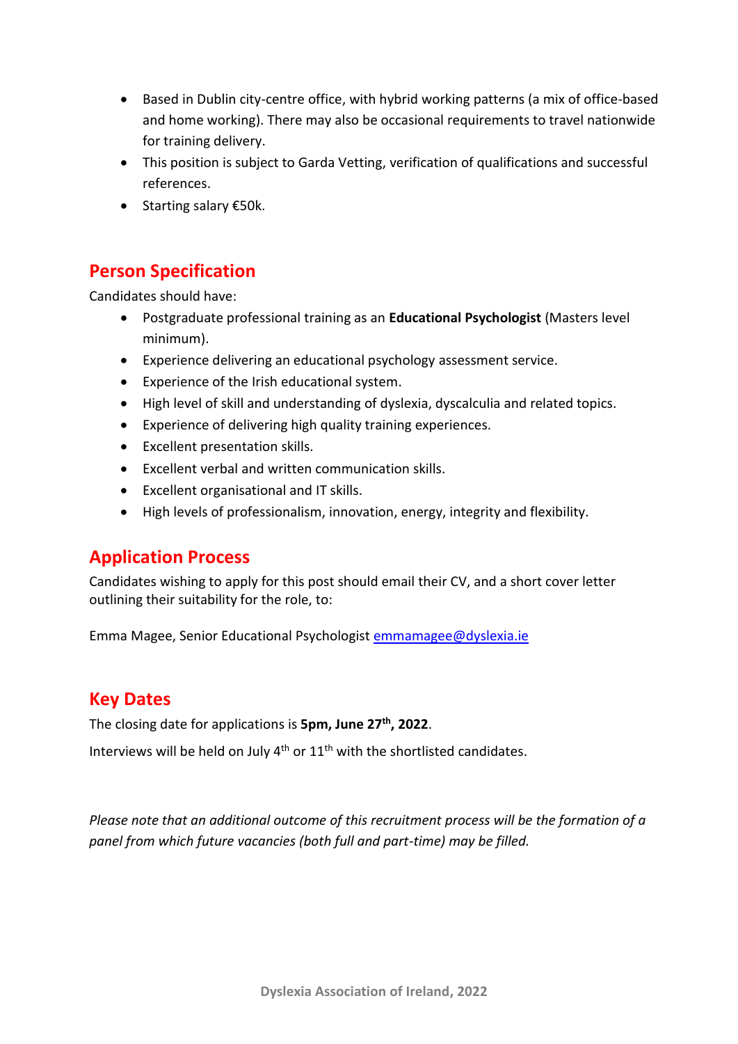- Based in Dublin city-centre office, with hybrid working patterns (a mix of office-based and home working). There may also be occasional requirements to travel nationwide for training delivery.
- This position is subject to Garda Vetting, verification of qualifications and successful references.
- Starting salary €50k.

## Person Specification

Candidates should have:

- Postgraduate professional training as an **Educational Psychologist** (Masters level minimum).
- Experience delivering an educational psychology assessment service.
- Experience of the Irish educational system.
- High level of skill and understanding of dyslexia, dyscalculia and related topics.
- Experience of delivering high quality training experiences.
- Excellent presentation skills.
- Excellent verbal and written communication skills.
- Excellent organisational and IT skills.
- High levels of professionalism, innovation, energy, integrity and flexibility.

## Application Process

Candidates wishing to apply for this post should email their CV, and a short cover letter outlining their suitability for the role, to:

Emma Magee, Senior Educational Psychologist emmamagee@dyslexia.ie

## Key Dates

The closing date for applications is **5pm, June 27th, 2022**.

Interviews will be held on July 4th or 11th with the shortlisted candidates.

*Please note that an additional outcome of this recruitment process will be the formation of a panel from which future vacancies (both full and part-time) may be filled.*

Dyslexia Association of Ireland, 2022